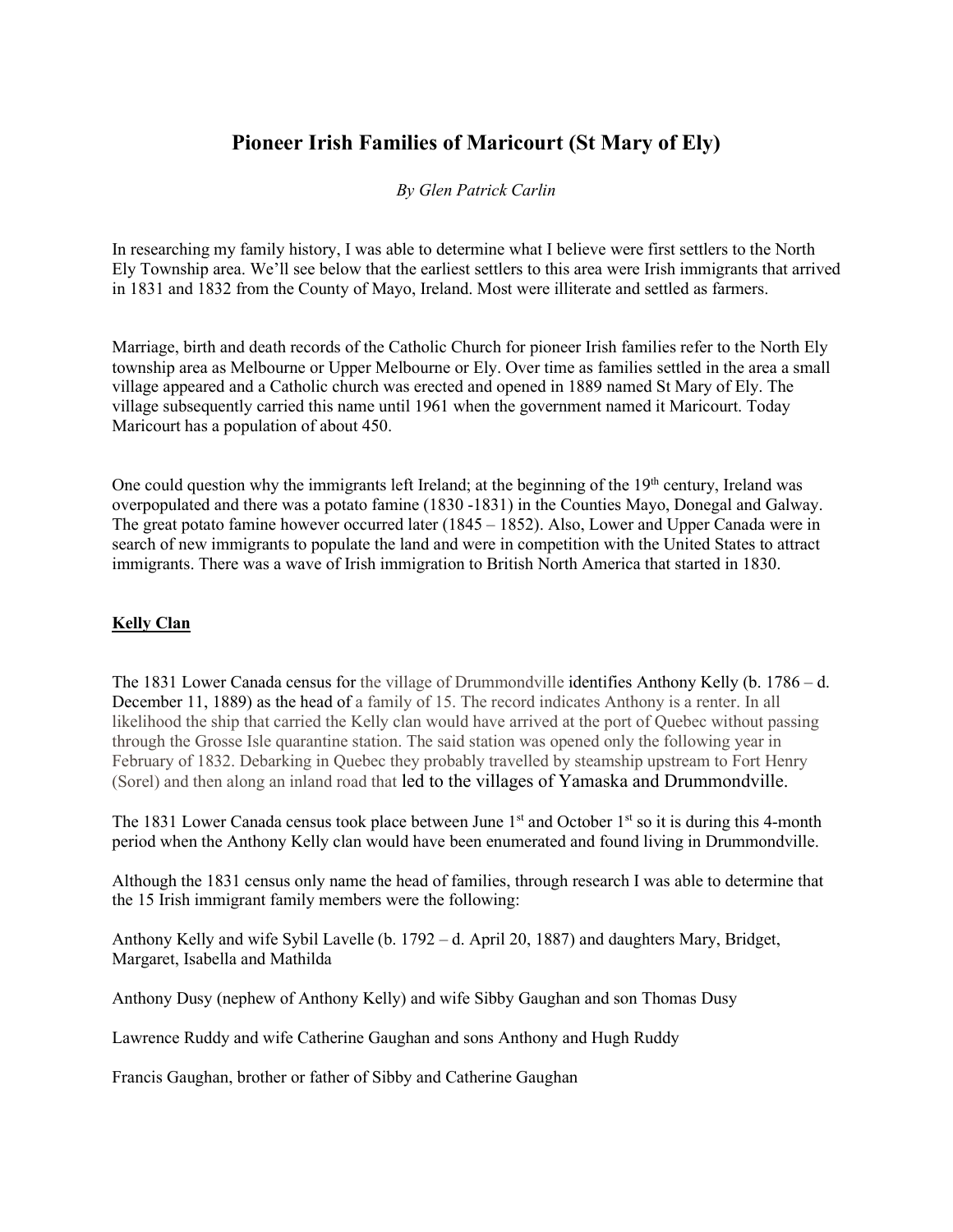# Pioneer Irish Families of Maricourt (St Mary of Ely)

*By Glen Patrick Carlin*

In researching my family history, I was able to determine what I believe were first settlers to the North Ely Township area. We'll see below that the earliest settlers to this area were Irish immigrants that arrived in 1831 and 1832 from the County of Mayo, Ireland. Most were illiterate and settled as farmers.

Marriage, birth and death records of the Catholic Church for pioneer Irish families refer to the North Ely township area as Melbourne or Upper Melbourne or Ely. Over time as families settled in the area a small village appeared and a Catholic church was erected and opened in 1889 named St Mary of Ely. The village subsequently carried this name until 1961 when the government named it Maricourt. Today Maricourt has a population of about 450.

One could question why the immigrants left Ireland; at the beginning of the 19th century, Ireland was overpopulated and there was a potato famine (1830 -1831) in the Counties Mayo, Donegal and Galway. The great potato famine however occurred later (1845 – 1852). Also, Lower and Upper Canada were in search of new immigrants to populate the land and were in competition with the United States to attract immigrants. There was a wave of Irish immigration to British North America that started in 1830.

**Kelly Clan**

The 1831 Lower Canada census for the village of Drummondville identifies Anthony Kelly (b. 1786 – d. December 11, 1889) as the head of a family of 15. The record indicates Anthony is a renter. In all likelihood the ship that carried the Kelly clan would have arrived at the port of Quebec without passing through the Grosse Isle quarantine station. The said station was opened only the following year in February of 1832. Debarking in Quebec they probably travelled by steamship upstream to Fort Henry (Sorel) and then along an inland road that led to the villages of Yamaska and Drummondville.

The 1831 Lower Canada census took place between June 1st and October 1st so it is during this 4-month period when the Anthony Kelly clan would have been enumerated and found living in Drummondville.

Although the 1831 census only name the head of families, through research I was able to determine that the 15 Irish immigrant family members were the following:

Anthony Kelly and wife Sybil Lavelle (b. 1792 – d. April 20, 1887) and daughters Mary, Bridget, Margaret, Isabella and Mathilda

Anthony Dusy (nephew of Anthony Kelly) and wife Sibby Gaughan and son Thomas Dusy

Lawrence Ruddy and wife Catherine Gaughan and sons Anthony and Hugh Ruddy

Francis Gaughan, brother or father of Sibby and Catherine Gaughan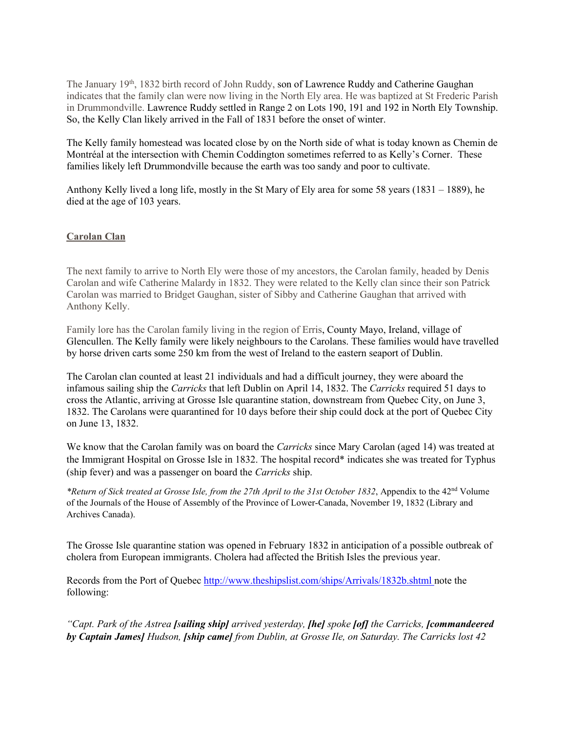The January 19th, 1832 birth record of John Ruddy, son of Lawrence Ruddy and Catherine Gaughan indicates that the family clan were now living in the North Ely area. He was baptized at St Frederic Parish in Drummondville. Lawrence Ruddy settled in Range 2 on Lots 190, 191 and 192 in North Ely Township. So, the Kelly Clan likely arrived in the Fall of 1831 before the onset of winter.

The Kelly family homestead was located close by on the North side of what is today known as Chemin de Montréal at the intersection with Chemin Coddington sometimes referred to as Kelly's Corner. These families likely left Drummondville because the earth was too sandy and poor to cultivate.

Anthony Kelly lived a long life, mostly in the St Mary of Ely area for some 58 years (1831 – 1889), he died at the age of 103 years.

## Carolan Clan

The next family to arrive to North Ely were those of my ancestors, the Carolan family, headed by Denis Carolan and wife Catherine Malardy in 1832. They were related to the Kelly clan since their son Patrick Carolan was married to Bridget Gaughan, sister of Sibby and Catherine Gaughan that arrived with Anthony Kelly.

Family lore has the Carolan family living in the region of Erris, County Mayo, Ireland, village of Glencullen. The Kelly family were likely neighbours to the Carolans. These families would have travelled by horse driven carts some 250 km from the west of Ireland to the eastern seaport of Dublin.

The Carolan clan counted at least 21 individuals and had a difficult journey, they were aboard the infamous sailing ship the *Carricks* that left Dublin on April 14, 1832. The *Carricks* required 51 days to cross the Atlantic, arriving at Grosse Isle quarantine station, downstream from Quebec City, on June 3, 1832. The Carolans were quarantined for 10 days before their ship could dock at the port of Quebec City on June 13, 1832.

We know that the Carolan family was on board the *Carricks* since Mary Carolan (aged 14) was treated at the Immigrant Hospital on Grosse Isle in 1832. The hospital record* indicates she was treated for Typhus (ship fever) and was a passenger on board the *Carricks* ship.

**Return of Sick treated at Grosse Isle, from the 27th April to the 31st October 1832*, Appendix to the 42nd Volume of the Journals of the House of Assembly of the Province of Lower-Canada, November 19, 1832 (Library and Archives Canada).

The Grosse Isle quarantine station was opened in February 1832 in anticipation of a possible outbreak of cholera from European immigrants. Cholera had affected the British Isles the previous year.

Records from the Port of Quebec http://www.theshipslist.com/ships/Arrivals/1832b.shtml note the following:

*"Capt. Park of the Astrea **[sailing ship]** arrived yesterday, **[he]** spoke **[of]** the Carricks, **[commandeered by Captain James]** Hudson, **[ship came]** from Dublin, at Grosse Ile, on Saturday. The Carricks lost 42*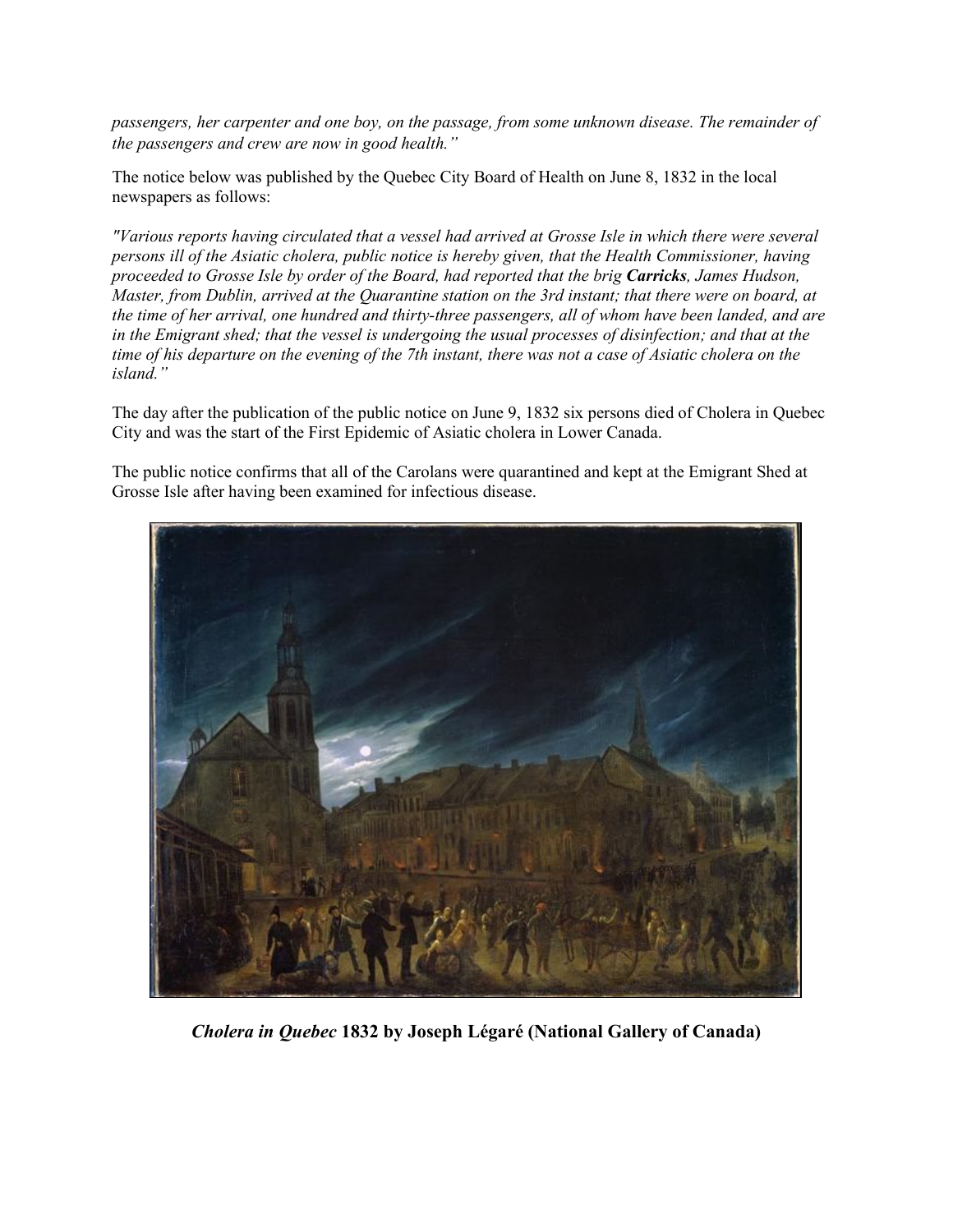*passengers, her carpenter and one boy, on the passage, from some unknown disease. The remainder of the passengers and crew are now in good health."*

The notice below was published by the Quebec City Board of Health on June 8, 1832 in the local newspapers as follows:

*"Various reports having circulated that a vessel had arrived at Grosse Isle in which there were several persons ill of the Asiatic cholera, public notice is hereby given, that the Health Commissioner, having proceeded to Grosse Isle by order of the Board, had reported that the brig* ***Carricks****, James Hudson, Master, from Dublin, arrived at the Quarantine station on the 3rd instant; that there were on board, at the time of her arrival, one hundred and thirty-three passengers, all of whom have been landed, and are in the Emigrant shed; that the vessel is undergoing the usual processes of disinfection; and that at the time of his departure on the evening of the 7th instant, there was not a case of Asiatic cholera on the island."*

The day after the publication of the public notice on June 9, 1832 six persons died of Cholera in Quebec City and was the start of the First Epidemic of Asiatic cholera in Lower Canada.

The public notice confirms that all of the Carolans were quarantined and kept at the Emigrant Shed at Grosse Isle after having been examined for infectious disease.

***Cholera in Quebec*** **1832 by Joseph Légaré (National Gallery of Canada)**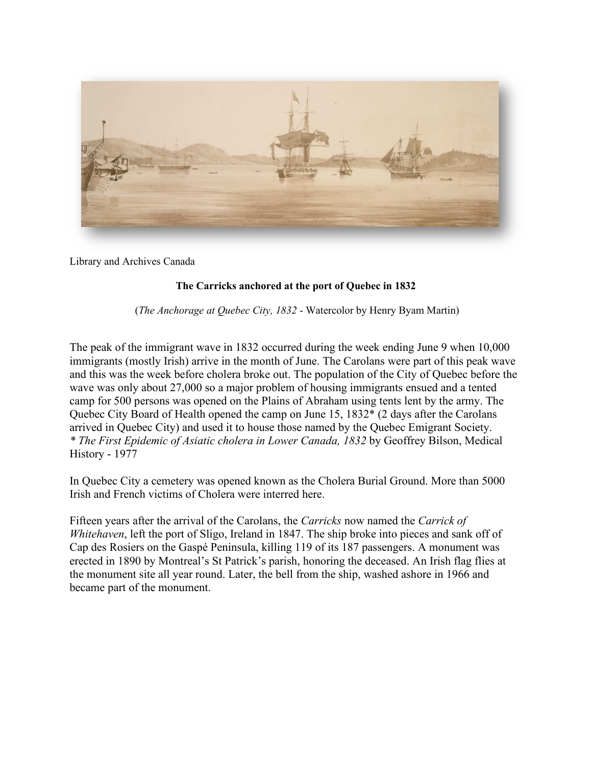Library and Archives Canada

**The Carricks anchored at the port of Quebec in 1832**

(*The Anchorage at Quebec City, 1832* - Watercolor by Henry Byam Martin)

The peak of the immigrant wave in 1832 occurred during the week ending June 9 when 10,000 immigrants (mostly Irish) arrive in the month of June. The Carolans were part of this peak wave and this was the week before cholera broke out. The population of the City of Quebec before the wave was only about 27,000 so a major problem of housing immigrants ensued and a tented camp for 500 persons was opened on the Plains of Abraham using tents lent by the army. The Quebec City Board of Health opened the camp on June 15, 1832* (2 days after the Carolans arrived in Quebec City) and used it to house those named by the Quebec Emigrant Society.
*\* The First Epidemic of Asiatic cholera in Lower Canada, 1832* by Geoffrey Bilson, Medical History - 1977

In Quebec City a cemetery was opened known as the Cholera Burial Ground. More than 5000 Irish and French victims of Cholera were interred here.

Fifteen years after the arrival of the Carolans, the *Carricks* now named the *Carrick of Whitehaven*, left the port of Sligo, Ireland in 1847. The ship broke into pieces and sank off of Cap des Rosiers on the Gaspé Peninsula, killing 119 of its 187 passengers. A monument was erected in 1890 by Montreal's St Patrick's parish, honoring the deceased. An Irish flag flies at the monument site all year round. Later, the bell from the ship, washed ashore in 1966 and became part of the monument.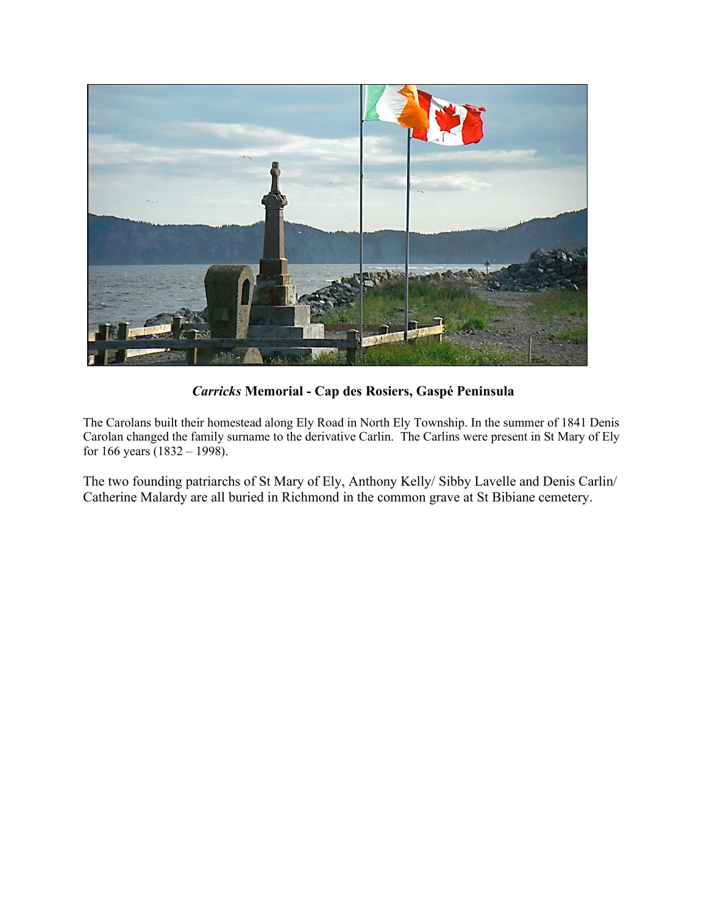***Carricks* Memorial - Cap des Rosiers, Gaspé Peninsula**

The Carolans built their homestead along Ely Road in North Ely Township. In the summer of 1841 Denis Carolan changed the family surname to the derivative Carlin. The Carlins were present in St Mary of Ely for 166 years (1832 – 1998).

The two founding patriarchs of St Mary of Ely, Anthony Kelly/ Sibby Lavelle and Denis Carlin/ Catherine Malardy are all buried in Richmond in the common grave at St Bibiane cemetery.